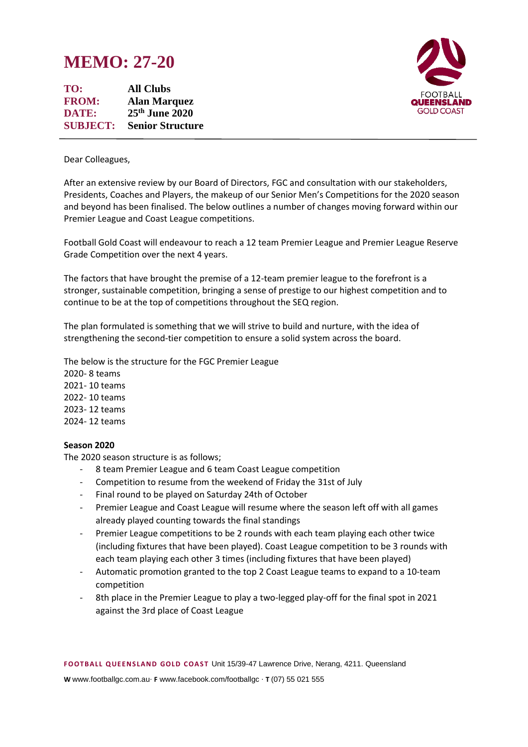# MEMO: 27-20

**TO:** All Clubs
**FROM:** Alan Marquez
**DATE:** 25th June 2020
**SUBJECT:** Senior Structure

---

Dear Colleagues,

After an extensive review by our Board of Directors, FGC and consultation with our stakeholders, Presidents, Coaches and Players, the makeup of our Senior Men's Competitions for the 2020 season and beyond has been finalised. The below outlines a number of changes moving forward within our Premier League and Coast League competitions.

Football Gold Coast will endeavour to reach a 12 team Premier League and Premier League Reserve Grade Competition over the next 4 years.

The factors that have brought the premise of a 12-team premier league to the forefront is a stronger, sustainable competition, bringing a sense of prestige to our highest competition and to continue to be at the top of competitions throughout the SEQ region.

The plan formulated is something that we will strive to build and nurture, with the idea of strengthening the second-tier competition to ensure a solid system across the board.

The below is the structure for the FGC Premier League
2020- 8 teams
2021- 10 teams
2022- 10 teams
2023- 12 teams
2024- 12 teams

**Season 2020**

The 2020 season structure is as follows;

- 8 team Premier League and 6 team Coast League competition
- Competition to resume from the weekend of Friday the 31st of July
- Final round to be played on Saturday 24th of October
- Premier League and Coast League will resume where the season left off with all games already played counting towards the final standings
- Premier League competitions to be 2 rounds with each team playing each other twice (including fixtures that have been played). Coast League competition to be 3 rounds with each team playing each other 3 times (including fixtures that have been played)
- Automatic promotion granted to the top 2 Coast League teams to expand to a 10-team competition
- 8th place in the Premier League to play a two-legged play-off for the final spot in 2021 against the 3rd place of Coast League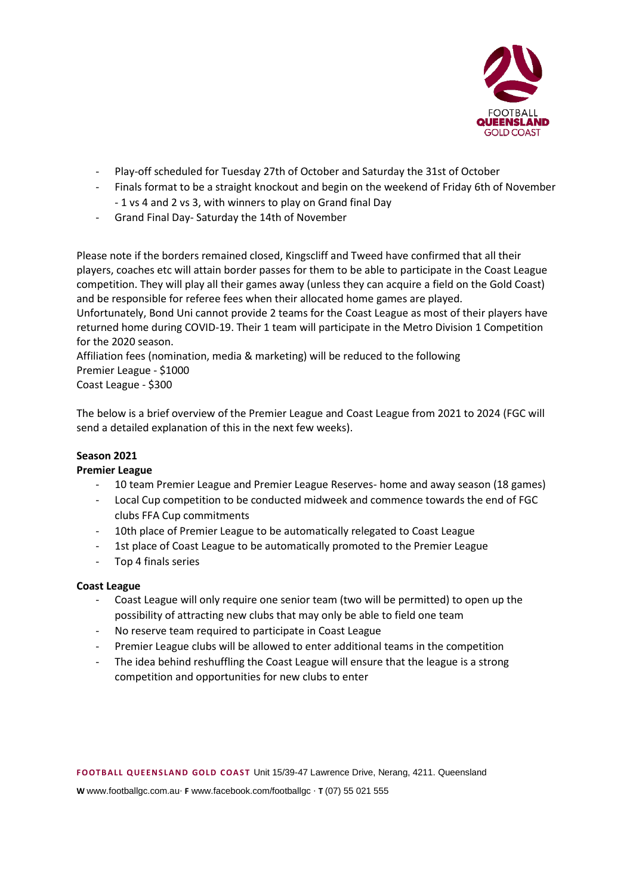- Play-off scheduled for Tuesday 27th of October and Saturday the 31st of October
- Finals format to be a straight knockout and begin on the weekend of Friday 6th of November - 1 vs 4 and 2 vs 3, with winners to play on Grand final Day
- Grand Final Day- Saturday the 14th of November

Please note if the borders remained closed, Kingscliff and Tweed have confirmed that all their players, coaches etc will attain border passes for them to be able to participate in the Coast League competition. They will play all their games away (unless they can acquire a field on the Gold Coast) and be responsible for referee fees when their allocated home games are played.
Unfortunately, Bond Uni cannot provide 2 teams for the Coast League as most of their players have returned home during COVID-19. Their 1 team will participate in the Metro Division 1 Competition for the 2020 season.
Affiliation fees (nomination, media & marketing) will be reduced to the following
Premier League - $1000
Coast League - $300

The below is a brief overview of the Premier League and Coast League from 2021 to 2024 (FGC will send a detailed explanation of this in the next few weeks).

**Season 2021**

**Premier League**

- 10 team Premier League and Premier League Reserves- home and away season (18 games)
- Local Cup competition to be conducted midweek and commence towards the end of FGC clubs FFA Cup commitments
- 10th place of Premier League to be automatically relegated to Coast League
- 1st place of Coast League to be automatically promoted to the Premier League
- Top 4 finals series

**Coast League**

- Coast League will only require one senior team (two will be permitted) to open up the possibility of attracting new clubs that may only be able to field one team
- No reserve team required to participate in Coast League
- Premier League clubs will be allowed to enter additional teams in the competition
- The idea behind reshuffling the Coast League will ensure that the league is a strong competition and opportunities for new clubs to enter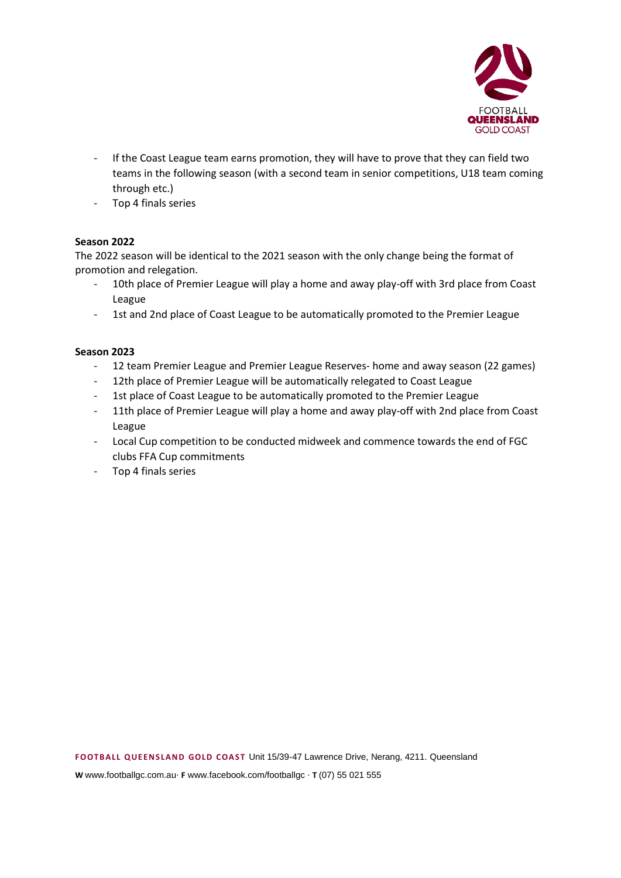- If the Coast League team earns promotion, they will have to prove that they can field two teams in the following season (with a second team in senior competitions, U18 team coming through etc.)
- Top 4 finals series

**Season 2022**

The 2022 season will be identical to the 2021 season with the only change being the format of promotion and relegation.

- 10th place of Premier League will play a home and away play-off with 3rd place from Coast League
- 1st and 2nd place of Coast League to be automatically promoted to the Premier League

**Season 2023**

- 12 team Premier League and Premier League Reserves- home and away season (22 games)
- 12th place of Premier League will be automatically relegated to Coast League
- 1st place of Coast League to be automatically promoted to the Premier League
- 11th place of Premier League will play a home and away play-off with 2nd place from Coast League
- Local Cup competition to be conducted midweek and commence towards the end of FGC clubs FFA Cup commitments
- Top 4 finals series